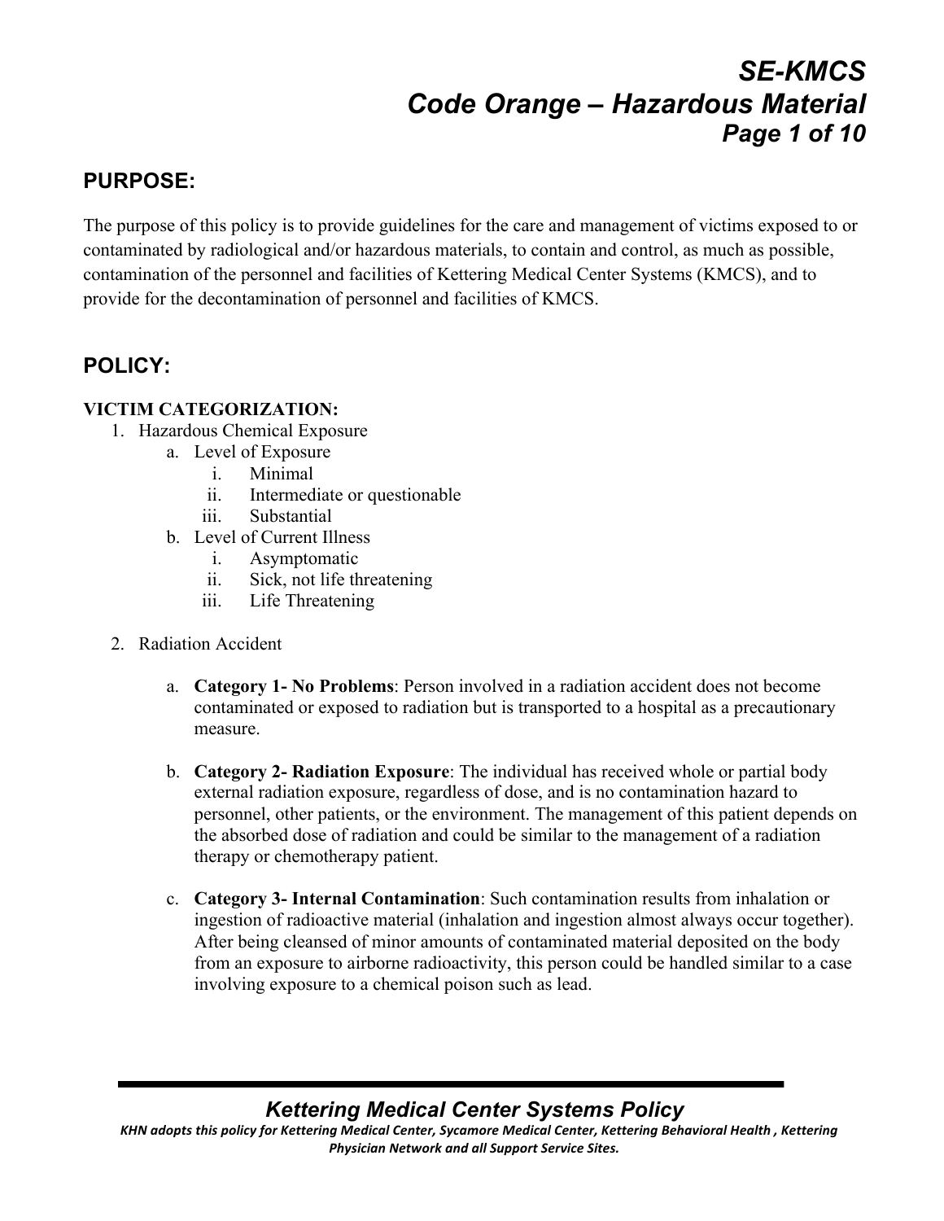# SE-KMCS
# Code Orange – Hazardous Material

## PURPOSE:

The purpose of this policy is to provide guidelines for the care and management of victims exposed to or contaminated by radiological and/or hazardous materials, to contain and control, as much as possible, contamination of the personnel and facilities of Kettering Medical Center Systems (KMCS), and to provide for the decontamination of personnel and facilities of KMCS.

## POLICY:

### VICTIM CATEGORIZATION:

1. Hazardous Chemical Exposure
   a. Level of Exposure
      i. Minimal
      ii. Intermediate or questionable
      iii. Substantial
   b. Level of Current Illness
      i. Asymptomatic
      ii. Sick, not life threatening
      iii. Life Threatening

2. Radiation Accident

   a. **Category 1- No Problems**: Person involved in a radiation accident does not become contaminated or exposed to radiation but is transported to a hospital as a precautionary measure.

   b. **Category 2- Radiation Exposure**: The individual has received whole or partial body external radiation exposure, regardless of dose, and is no contamination hazard to personnel, other patients, or the environment. The management of this patient depends on the absorbed dose of radiation and could be similar to the management of a radiation therapy or chemotherapy patient.

   c. **Category 3- Internal Contamination**: Such contamination results from inhalation or ingestion of radioactive material (inhalation and ingestion almost always occur together). After being cleansed of minor amounts of contaminated material deposited on the body from an exposure to airborne radioactivity, this person could be handled similar to a case involving exposure to a chemical poison such as lead.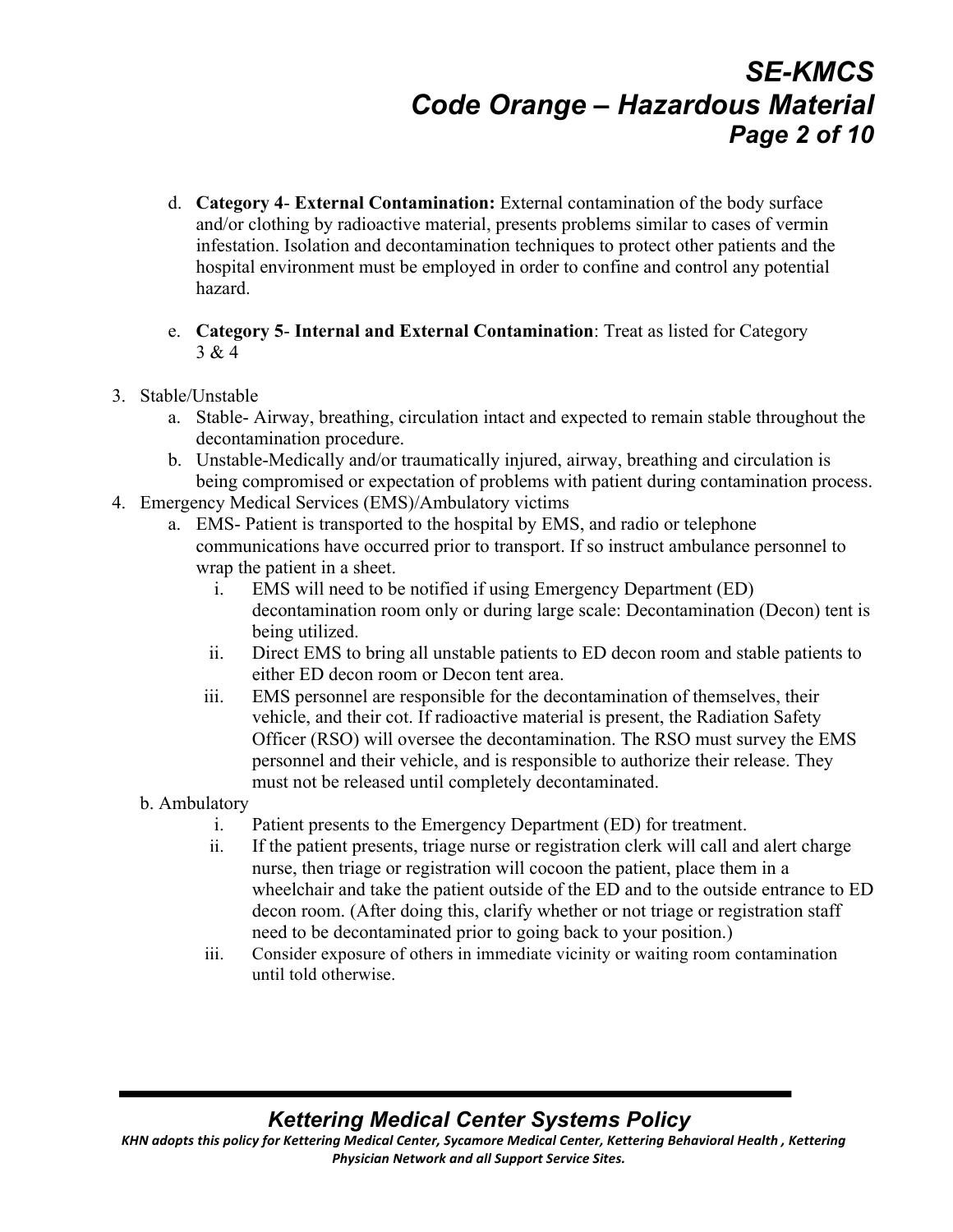d. **Category 4**- **External Contamination:** External contamination of the body surface and/or clothing by radioactive material, presents problems similar to cases of vermin infestation. Isolation and decontamination techniques to protect other patients and the hospital environment must be employed in order to confine and control any potential hazard.

e. **Category 5**- **Internal and External Contamination**: Treat as listed for Category 3 & 4

3. Stable/Unstable
   a. Stable- Airway, breathing, circulation intact and expected to remain stable throughout the decontamination procedure.
   b. Unstable-Medically and/or traumatically injured, airway, breathing and circulation is being compromised or expectation of problems with patient during contamination process.
4. Emergency Medical Services (EMS)/Ambulatory victims
   a. EMS- Patient is transported to the hospital by EMS, and radio or telephone communications have occurred prior to transport. If so instruct ambulance personnel to wrap the patient in a sheet.
      i. EMS will need to be notified if using Emergency Department (ED) decontamination room only or during large scale: Decontamination (Decon) tent is being utilized.
      ii. Direct EMS to bring all unstable patients to ED decon room and stable patients to either ED decon room or Decon tent area.
      iii. EMS personnel are responsible for the decontamination of themselves, their vehicle, and their cot. If radioactive material is present, the Radiation Safety Officer (RSO) will oversee the decontamination. The RSO must survey the EMS personnel and their vehicle, and is responsible to authorize their release. They must not be released until completely decontaminated.

   b. Ambulatory
      i. Patient presents to the Emergency Department (ED) for treatment.
      ii. If the patient presents, triage nurse or registration clerk will call and alert charge nurse, then triage or registration will cocoon the patient, place them in a wheelchair and take the patient outside of the ED and to the outside entrance to ED decon room. (After doing this, clarify whether or not triage or registration staff need to be decontaminated prior to going back to your position.)
      iii. Consider exposure of others in immediate vicinity or waiting room contamination until told otherwise.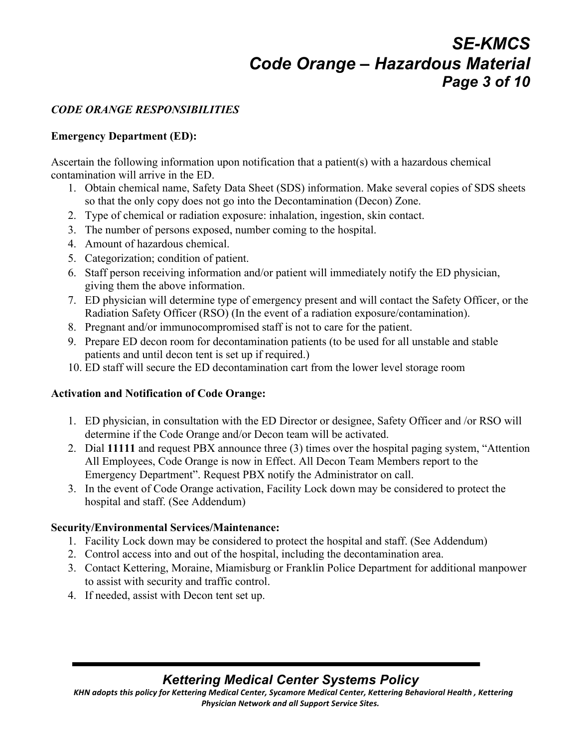***CODE ORANGE RESPONSIBILITIES***

**Emergency Department (ED):**

Ascertain the following information upon notification that a patient(s) with a hazardous chemical contamination will arrive in the ED.

1. Obtain chemical name, Safety Data Sheet (SDS) information. Make several copies of SDS sheets so that the only copy does not go into the Decontamination (Decon) Zone.
2. Type of chemical or radiation exposure: inhalation, ingestion, skin contact.
3. The number of persons exposed, number coming to the hospital.
4. Amount of hazardous chemical.
5. Categorization; condition of patient.
6. Staff person receiving information and/or patient will immediately notify the ED physician, giving them the above information.
7. ED physician will determine type of emergency present and will contact the Safety Officer, or the Radiation Safety Officer (RSO) (In the event of a radiation exposure/contamination).
8. Pregnant and/or immunocompromised staff is not to care for the patient.
9. Prepare ED decon room for decontamination patients (to be used for all unstable and stable patients and until decon tent is set up if required.)
10. ED staff will secure the ED decontamination cart from the lower level storage room

**Activation and Notification of Code Orange:**

1. ED physician, in consultation with the ED Director or designee, Safety Officer and /or RSO will determine if the Code Orange and/or Decon team will be activated.
2. Dial **11111** and request PBX announce three (3) times over the hospital paging system, "Attention All Employees, Code Orange is now in Effect. All Decon Team Members report to the Emergency Department". Request PBX notify the Administrator on call.
3. In the event of Code Orange activation, Facility Lock down may be considered to protect the hospital and staff. (See Addendum)

**Security/Environmental Services/Maintenance:**

1. Facility Lock down may be considered to protect the hospital and staff. (See Addendum)
2. Control access into and out of the hospital, including the decontamination area.
3. Contact Kettering, Moraine, Miamisburg or Franklin Police Department for additional manpower to assist with security and traffic control.
4. If needed, assist with Decon tent set up.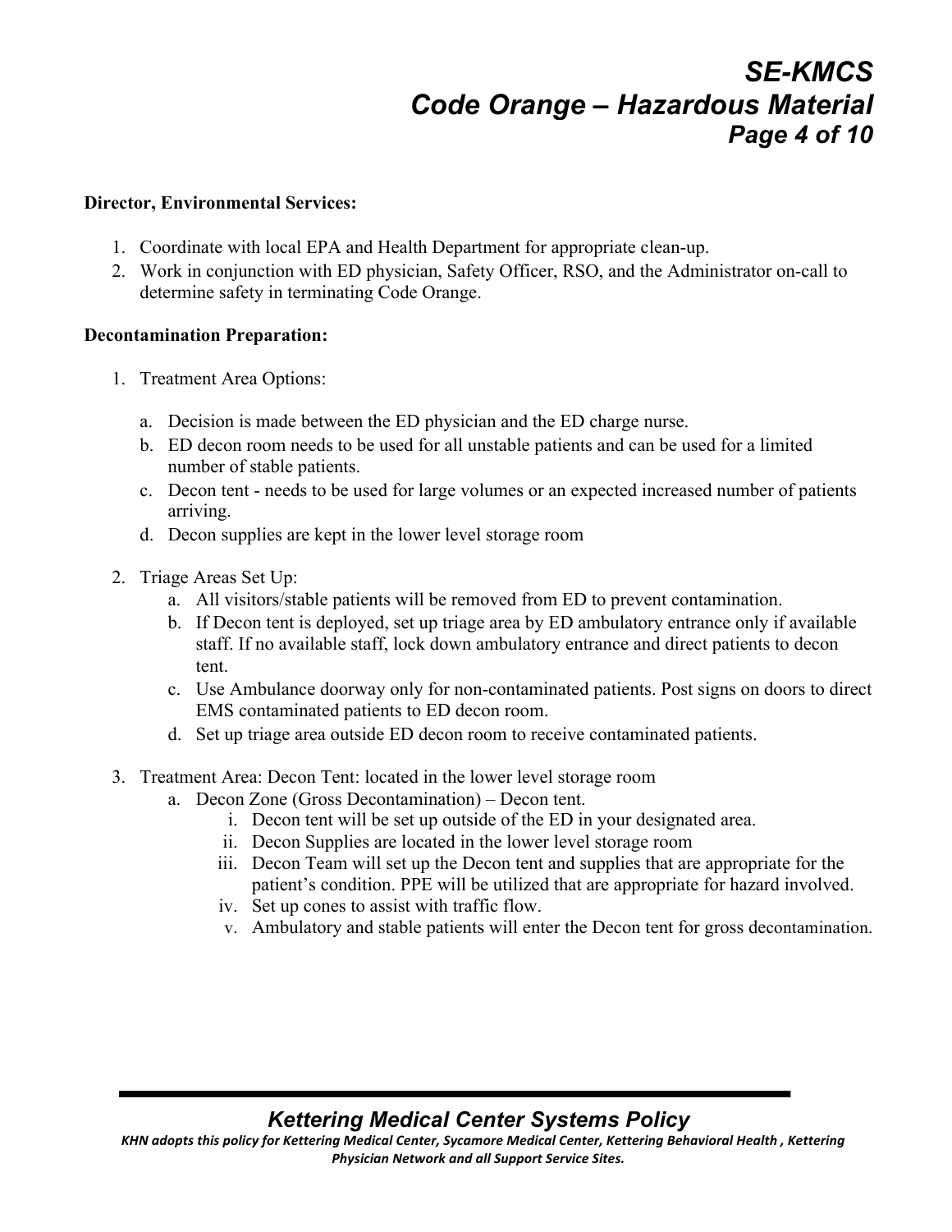**Director, Environmental Services:**

1. Coordinate with local EPA and Health Department for appropriate clean-up.
2. Work in conjunction with ED physician, Safety Officer, RSO, and the Administrator on-call to determine safety in terminating Code Orange.

**Decontamination Preparation:**

1. Treatment Area Options:

   a. Decision is made between the ED physician and the ED charge nurse.
   b. ED decon room needs to be used for all unstable patients and can be used for a limited number of stable patients.
   c. Decon tent - needs to be used for large volumes or an expected increased number of patients arriving.
   d. Decon supplies are kept in the lower level storage room

2. Triage Areas Set Up:
   a. All visitors/stable patients will be removed from ED to prevent contamination.
   b. If Decon tent is deployed, set up triage area by ED ambulatory entrance only if available staff. If no available staff, lock down ambulatory entrance and direct patients to decon tent.
   c. Use Ambulance doorway only for non-contaminated patients. Post signs on doors to direct EMS contaminated patients to ED decon room.
   d. Set up triage area outside ED decon room to receive contaminated patients.

3. Treatment Area: Decon Tent: located in the lower level storage room
   a. Decon Zone (Gross Decontamination) – Decon tent.
      i. Decon tent will be set up outside of the ED in your designated area.
      ii. Decon Supplies are located in the lower level storage room
      iii. Decon Team will set up the Decon tent and supplies that are appropriate for the patient's condition. PPE will be utilized that are appropriate for hazard involved.
      iv. Set up cones to assist with traffic flow.
      v. Ambulatory and stable patients will enter the Decon tent for gross decontamination.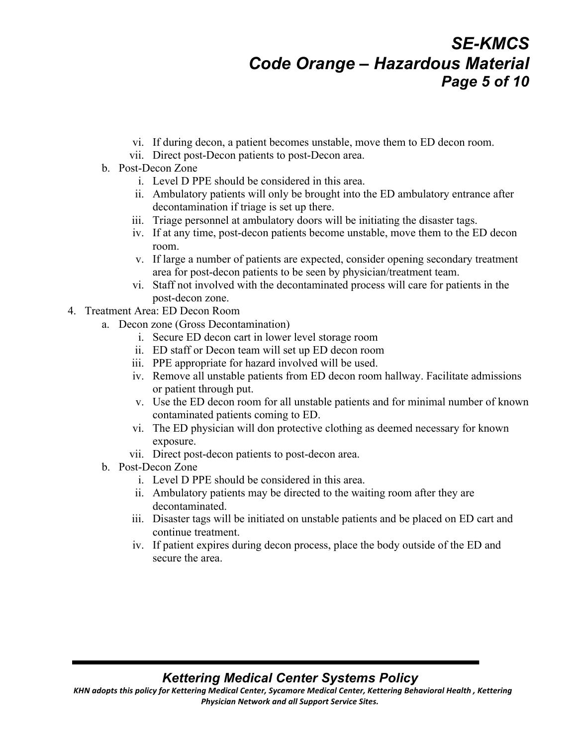vi. If during decon, a patient becomes unstable, move them to ED decon room.
   vii. Direct post-Decon patients to post-Decon area.

b. Post-Decon Zone
   i. Level D PPE should be considered in this area.
   ii. Ambulatory patients will only be brought into the ED ambulatory entrance after decontamination if triage is set up there.
   iii. Triage personnel at ambulatory doors will be initiating the disaster tags.
   iv. If at any time, post-decon patients become unstable, move them to the ED decon room.
   v. If large a number of patients are expected, consider opening secondary treatment area for post-decon patients to be seen by physician/treatment team.
   vi. Staff not involved with the decontaminated process will care for patients in the post-decon zone.

4. Treatment Area: ED Decon Room
   a. Decon zone (Gross Decontamination)
      i. Secure ED decon cart in lower level storage room
      ii. ED staff or Decon team will set up ED decon room
      iii. PPE appropriate for hazard involved will be used.
      iv. Remove all unstable patients from ED decon room hallway. Facilitate admissions or patient through put.
      v. Use the ED decon room for all unstable patients and for minimal number of known contaminated patients coming to ED.
      vi. The ED physician will don protective clothing as deemed necessary for known exposure.
      vii. Direct post-decon patients to post-decon area.
   b. Post-Decon Zone
      i. Level D PPE should be considered in this area.
      ii. Ambulatory patients may be directed to the waiting room after they are decontaminated.
      iii. Disaster tags will be initiated on unstable patients and be placed on ED cart and continue treatment.
      iv. If patient expires during decon process, place the body outside of the ED and secure the area.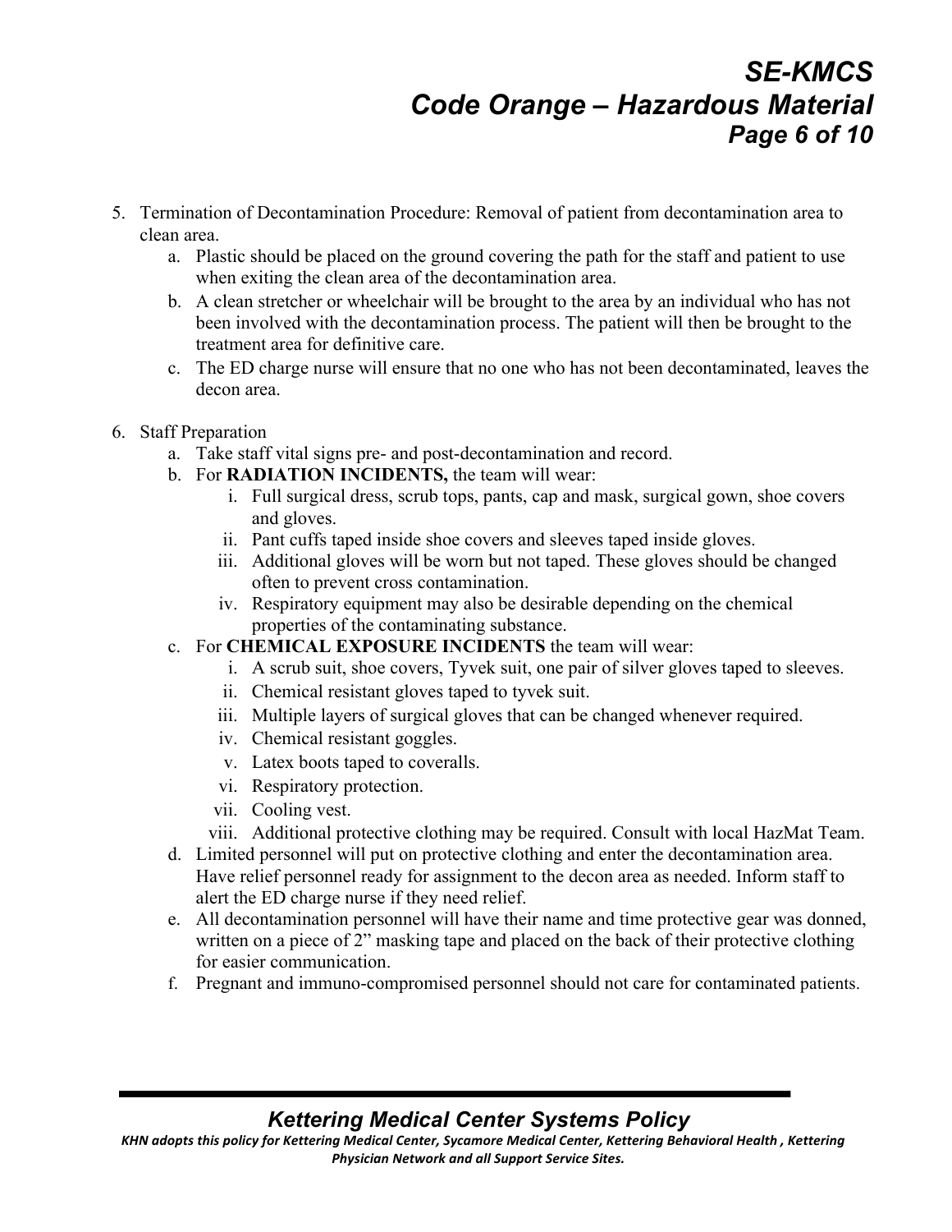5. Termination of Decontamination Procedure: Removal of patient from decontamination area to clean area.
   a. Plastic should be placed on the ground covering the path for the staff and patient to use when exiting the clean area of the decontamination area.
   b. A clean stretcher or wheelchair will be brought to the area by an individual who has not been involved with the decontamination process. The patient will then be brought to the treatment area for definitive care.
   c. The ED charge nurse will ensure that no one who has not been decontaminated, leaves the decon area.

6. Staff Preparation
   a. Take staff vital signs pre- and post-decontamination and record.
   b. For **RADIATION INCIDENTS,** the team will wear:
      i. Full surgical dress, scrub tops, pants, cap and mask, surgical gown, shoe covers and gloves.
      ii. Pant cuffs taped inside shoe covers and sleeves taped inside gloves.
      iii. Additional gloves will be worn but not taped. These gloves should be changed often to prevent cross contamination.
      iv. Respiratory equipment may also be desirable depending on the chemical properties of the contaminating substance.
   c. For **CHEMICAL EXPOSURE INCIDENTS** the team will wear:
      i. A scrub suit, shoe covers, Tyvek suit, one pair of silver gloves taped to sleeves.
      ii. Chemical resistant gloves taped to tyvek suit.
      iii. Multiple layers of surgical gloves that can be changed whenever required.
      iv. Chemical resistant goggles.
      v. Latex boots taped to coveralls.
      vi. Respiratory protection.
      vii. Cooling vest.
      viii. Additional protective clothing may be required. Consult with local HazMat Team.
   d. Limited personnel will put on protective clothing and enter the decontamination area. Have relief personnel ready for assignment to the decon area as needed. Inform staff to alert the ED charge nurse if they need relief.
   e. All decontamination personnel will have their name and time protective gear was donned, written on a piece of 2" masking tape and placed on the back of their protective clothing for easier communication.
   f. Pregnant and immuno-compromised personnel should not care for contaminated patients.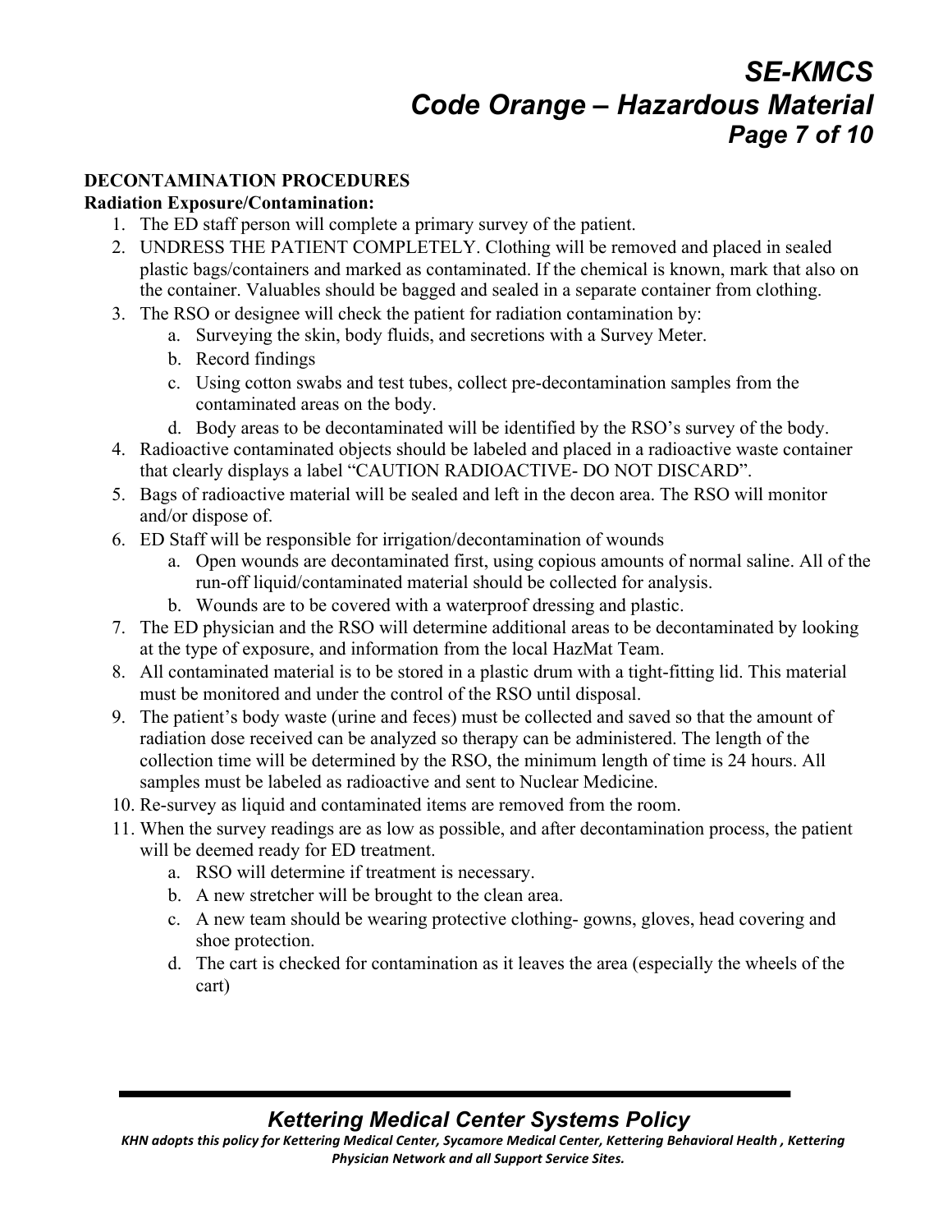**DECONTAMINATION PROCEDURES**

**Radiation Exposure/Contamination:**

1. The ED staff person will complete a primary survey of the patient.
2. UNDRESS THE PATIENT COMPLETELY. Clothing will be removed and placed in sealed plastic bags/containers and marked as contaminated. If the chemical is known, mark that also on the container. Valuables should be bagged and sealed in a separate container from clothing.
3. The RSO or designee will check the patient for radiation contamination by:
   a. Surveying the skin, body fluids, and secretions with a Survey Meter.
   b. Record findings
   c. Using cotton swabs and test tubes, collect pre-decontamination samples from the contaminated areas on the body.
   d. Body areas to be decontaminated will be identified by the RSO's survey of the body.
4. Radioactive contaminated objects should be labeled and placed in a radioactive waste container that clearly displays a label "CAUTION RADIOACTIVE- DO NOT DISCARD".
5. Bags of radioactive material will be sealed and left in the decon area. The RSO will monitor and/or dispose of.
6. ED Staff will be responsible for irrigation/decontamination of wounds
   a. Open wounds are decontaminated first, using copious amounts of normal saline. All of the run-off liquid/contaminated material should be collected for analysis.
   b. Wounds are to be covered with a waterproof dressing and plastic.
7. The ED physician and the RSO will determine additional areas to be decontaminated by looking at the type of exposure, and information from the local HazMat Team.
8. All contaminated material is to be stored in a plastic drum with a tight-fitting lid. This material must be monitored and under the control of the RSO until disposal.
9. The patient's body waste (urine and feces) must be collected and saved so that the amount of radiation dose received can be analyzed so therapy can be administered. The length of the collection time will be determined by the RSO, the minimum length of time is 24 hours. All samples must be labeled as radioactive and sent to Nuclear Medicine.
10. Re-survey as liquid and contaminated items are removed from the room.
11. When the survey readings are as low as possible, and after decontamination process, the patient will be deemed ready for ED treatment.
    a. RSO will determine if treatment is necessary.
    b. A new stretcher will be brought to the clean area.
    c. A new team should be wearing protective clothing- gowns, gloves, head covering and shoe protection.
    d. The cart is checked for contamination as it leaves the area (especially the wheels of the cart)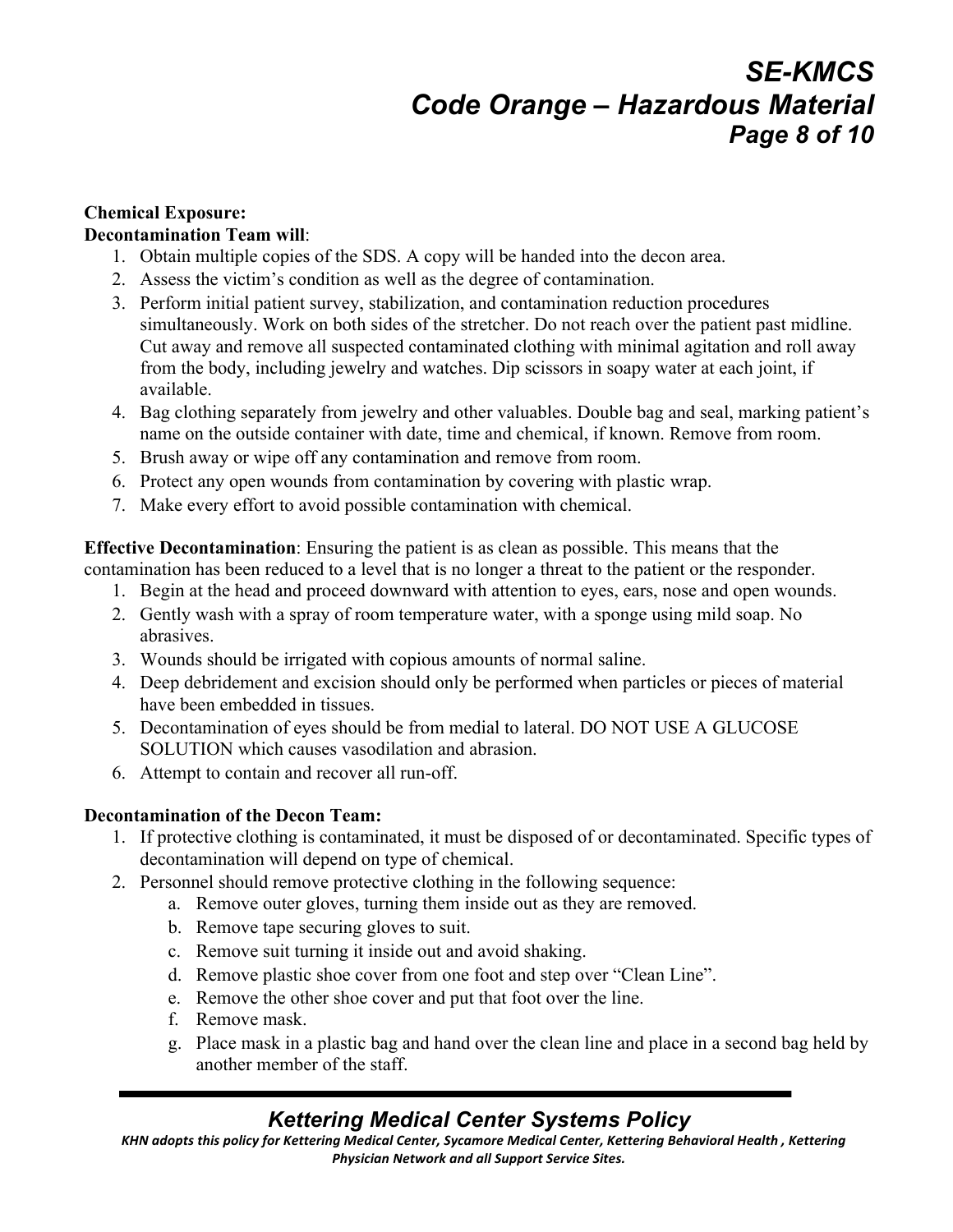**Chemical Exposure:**

**Decontamination Team will**:

1. Obtain multiple copies of the SDS. A copy will be handed into the decon area.
2. Assess the victim's condition as well as the degree of contamination.
3. Perform initial patient survey, stabilization, and contamination reduction procedures simultaneously. Work on both sides of the stretcher. Do not reach over the patient past midline. Cut away and remove all suspected contaminated clothing with minimal agitation and roll away from the body, including jewelry and watches. Dip scissors in soapy water at each joint, if available.
4. Bag clothing separately from jewelry and other valuables. Double bag and seal, marking patient's name on the outside container with date, time and chemical, if known. Remove from room.
5. Brush away or wipe off any contamination and remove from room.
6. Protect any open wounds from contamination by covering with plastic wrap.
7. Make every effort to avoid possible contamination with chemical.

**Effective Decontamination**: Ensuring the patient is as clean as possible. This means that the contamination has been reduced to a level that is no longer a threat to the patient or the responder.

1. Begin at the head and proceed downward with attention to eyes, ears, nose and open wounds.
2. Gently wash with a spray of room temperature water, with a sponge using mild soap. No abrasives.
3. Wounds should be irrigated with copious amounts of normal saline.
4. Deep debridement and excision should only be performed when particles or pieces of material have been embedded in tissues.
5. Decontamination of eyes should be from medial to lateral. DO NOT USE A GLUCOSE SOLUTION which causes vasodilation and abrasion.
6. Attempt to contain and recover all run-off.

**Decontamination of the Decon Team:**

1. If protective clothing is contaminated, it must be disposed of or decontaminated. Specific types of decontamination will depend on type of chemical.
2. Personnel should remove protective clothing in the following sequence:
   a. Remove outer gloves, turning them inside out as they are removed.
   b. Remove tape securing gloves to suit.
   c. Remove suit turning it inside out and avoid shaking.
   d. Remove plastic shoe cover from one foot and step over "Clean Line".
   e. Remove the other shoe cover and put that foot over the line.
   f. Remove mask.
   g. Place mask in a plastic bag and hand over the clean line and place in a second bag held by another member of the staff.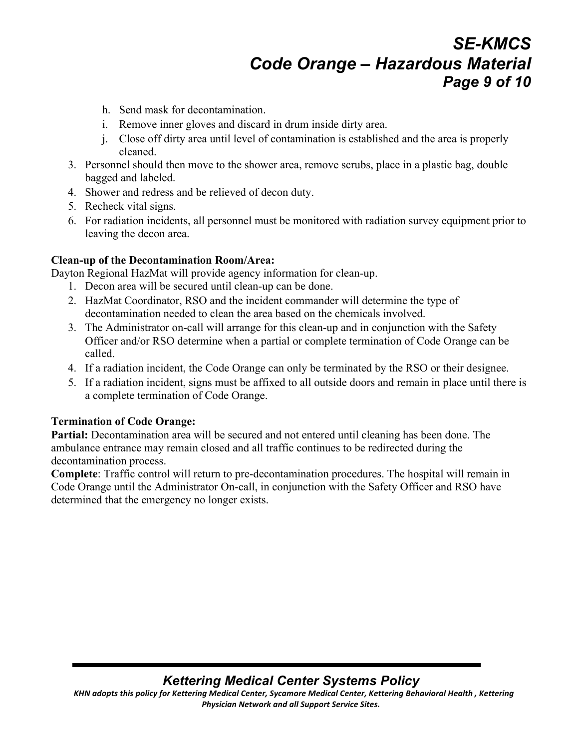h. Send mask for decontamination.
i. Remove inner gloves and discard in drum inside dirty area.
j. Close off dirty area until level of contamination is established and the area is properly cleaned.

3. Personnel should then move to the shower area, remove scrubs, place in a plastic bag, double bagged and labeled.
4. Shower and redress and be relieved of decon duty.
5. Recheck vital signs.
6. For radiation incidents, all personnel must be monitored with radiation survey equipment prior to leaving the decon area.

**Clean-up of the Decontamination Room/Area:**

Dayton Regional HazMat will provide agency information for clean-up.

1. Decon area will be secured until clean-up can be done.
2. HazMat Coordinator, RSO and the incident commander will determine the type of decontamination needed to clean the area based on the chemicals involved.
3. The Administrator on-call will arrange for this clean-up and in conjunction with the Safety Officer and/or RSO determine when a partial or complete termination of Code Orange can be called.
4. If a radiation incident, the Code Orange can only be terminated by the RSO or their designee.
5. If a radiation incident, signs must be affixed to all outside doors and remain in place until there is a complete termination of Code Orange.

**Termination of Code Orange:**

**Partial:** Decontamination area will be secured and not entered until cleaning has been done. The ambulance entrance may remain closed and all traffic continues to be redirected during the decontamination process.

**Complete**: Traffic control will return to pre-decontamination procedures. The hospital will remain in Code Orange until the Administrator On-call, in conjunction with the Safety Officer and RSO have determined that the emergency no longer exists.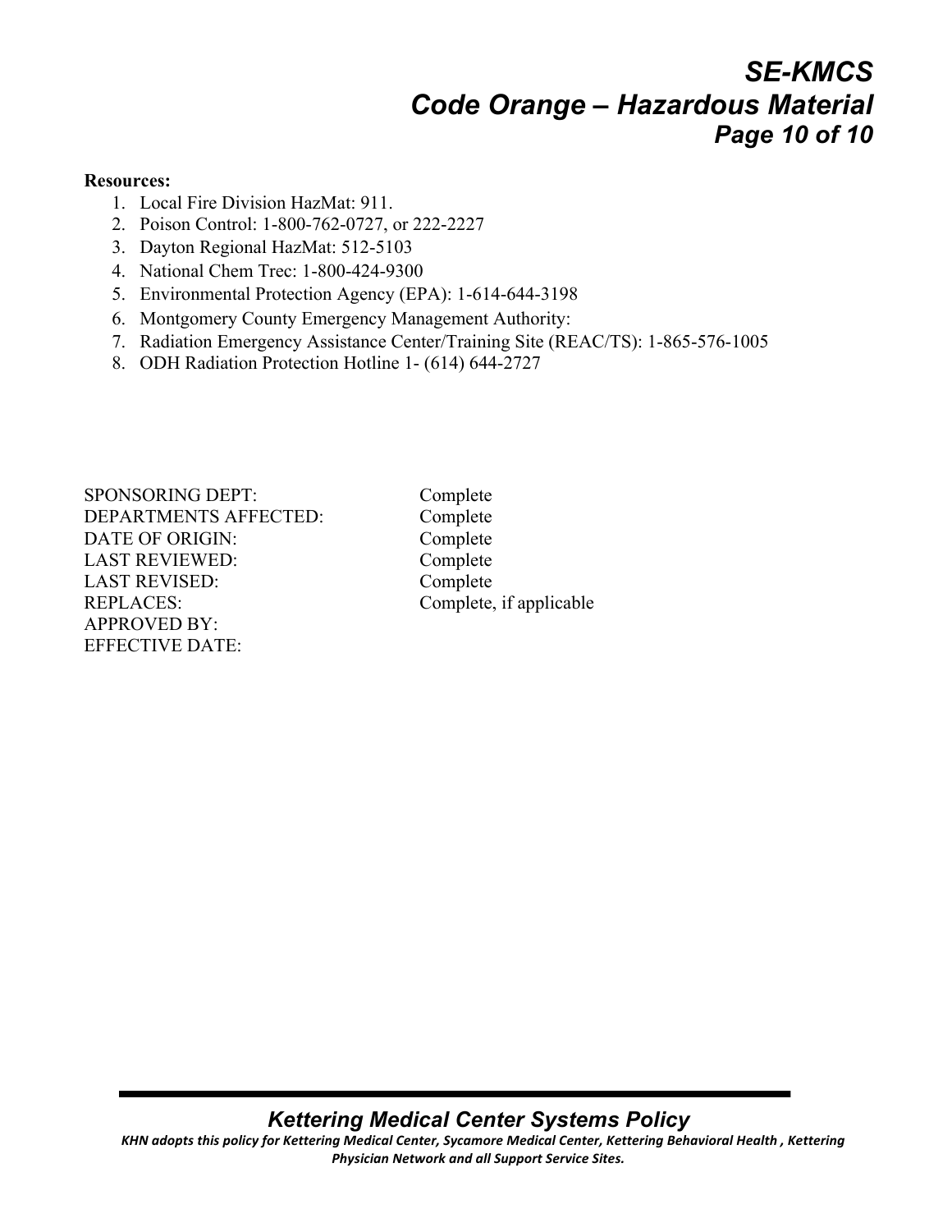**Resources:**

1. Local Fire Division HazMat: 911.
2. Poison Control: 1-800-762-0727, or 222-2227
3. Dayton Regional HazMat: 512-5103
4. National Chem Trec: 1-800-424-9300
5. Environmental Protection Agency (EPA): 1-614-644-3198
6. Montgomery County Emergency Management Authority:
7. Radiation Emergency Assistance Center/Training Site (REAC/TS): 1-865-576-1005
8. ODH Radiation Protection Hotline 1- (614) 644-2727

| | |
|---|---|
| SPONSORING DEPT: | Complete |
| DEPARTMENTS AFFECTED: | Complete |
| DATE OF ORIGIN: | Complete |
| LAST REVIEWED: | Complete |
| LAST REVISED: | Complete |
| REPLACES: | Complete, if applicable |
| APPROVED BY: | |
| EFFECTIVE DATE: | |